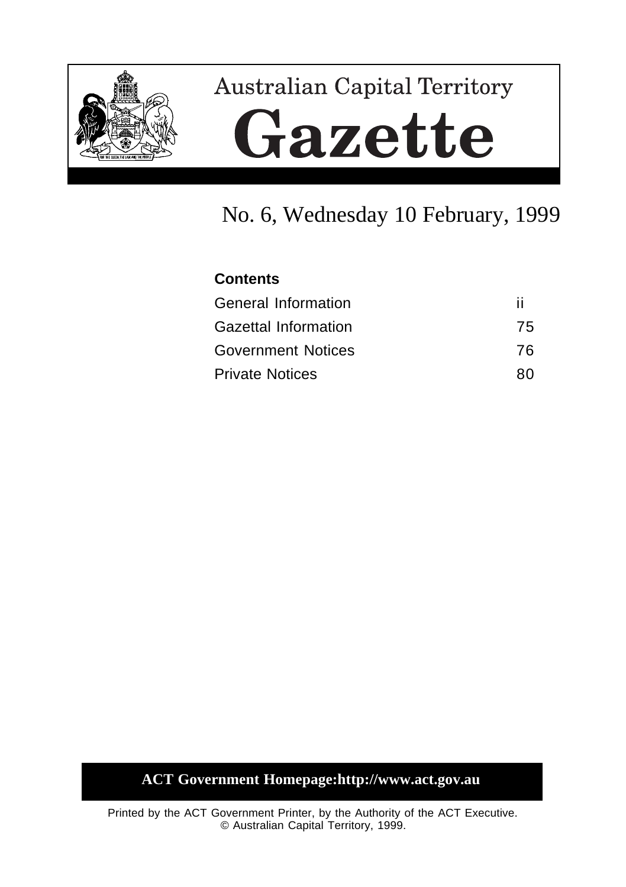# Australian Capital Territory

# Gazette

## No. 6, Wednesday 10 February, 1999

**Contents**

| | |
|---|---|
| General Information | ii |
| Gazettal Information | 75 |
| Government Notices | 76 |
| Private Notices | 80 |

**ACT Government Homepage:http://www.act.gov.au**

Printed by the ACT Government Printer, by the Authority of the ACT Executive.
© Australian Capital Territory, 1999.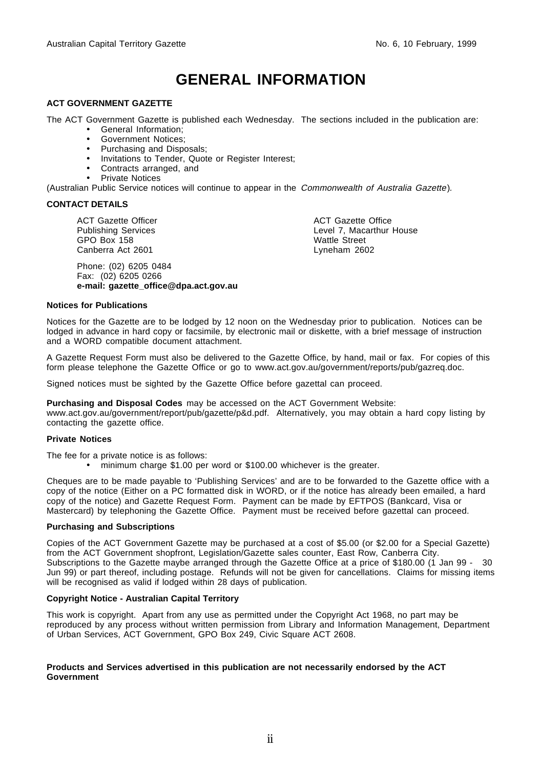# GENERAL INFORMATION

### ACT GOVERNMENT GAZETTE

The ACT Government Gazette is published each Wednesday. The sections included in the publication are:

- General Information;
- Government Notices;
- Purchasing and Disposals;
- Invitations to Tender, Quote or Register Interest;
- Contracts arranged, and
- Private Notices

(Australian Public Service notices will continue to appear in the *Commonwealth of Australia Gazette*).

### CONTACT DETAILS

ACT Gazette Officer
Publishing Services
GPO Box 158
Canberra Act 2601

ACT Gazette Office
Level 7, Macarthur House
Wattle Street
Lyneham 2602

Phone: (02) 6205 0484
Fax: (02) 6205 0266
**e-mail: gazette_office@dpa.act.gov.au**

#### Notices for Publications

Notices for the Gazette are to be lodged by 12 noon on the Wednesday prior to publication. Notices can be lodged in advance in hard copy or facsimile, by electronic mail or diskette, with a brief message of instruction and a WORD compatible document attachment.

A Gazette Request Form must also be delivered to the Gazette Office, by hand, mail or fax. For copies of this form please telephone the Gazette Office or go to www.act.gov.au/government/reports/pub/gazreq.doc.

Signed notices must be sighted by the Gazette Office before gazettal can proceed.

**Purchasing and Disposal Codes** may be accessed on the ACT Government Website: www.act.gov.au/government/report/pub/gazette/p&d.pdf. Alternatively, you may obtain a hard copy listing by contacting the gazette office.

#### Private Notices

The fee for a private notice is as follows:

- minimum charge $1.00 per word or $100.00 whichever is the greater.

Cheques are to be made payable to 'Publishing Services' and are to be forwarded to the Gazette office with a copy of the notice (Either on a PC formatted disk in WORD, or if the notice has already been emailed, a hard copy of the notice) and Gazette Request Form. Payment can be made by EFTPOS (Bankcard, Visa or Mastercard) by telephoning the Gazette Office. Payment must be received before gazettal can proceed.

#### Purchasing and Subscriptions

Copies of the ACT Government Gazette may be purchased at a cost of $5.00 (or $2.00 for a Special Gazette) from the ACT Government shopfront, Legislation/Gazette sales counter, East Row, Canberra City. Subscriptions to the Gazette maybe arranged through the Gazette Office at a price of $180.00 (1 Jan 99 - 30 Jun 99) or part thereof, including postage. Refunds will not be given for cancellations. Claims for missing items will be recognised as valid if lodged within 28 days of publication.

#### Copyright Notice - Australian Capital Territory

This work is copyright. Apart from any use as permitted under the Copyright Act 1968, no part may be reproduced by any process without written permission from Library and Information Management, Department of Urban Services, ACT Government, GPO Box 249, Civic Square ACT 2608.

**Products and Services advertised in this publication are not necessarily endorsed by the ACT Government**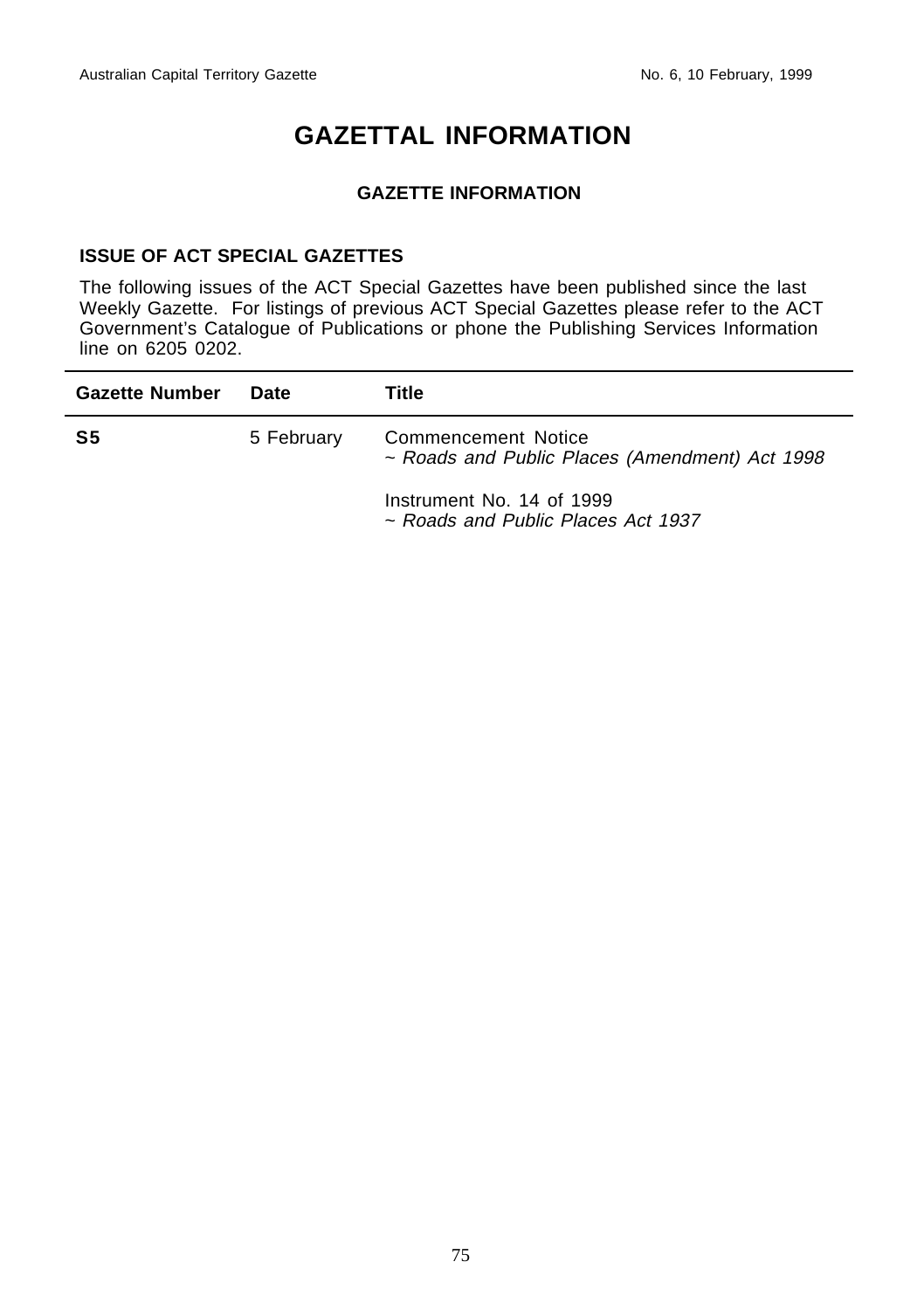# GAZETTAL INFORMATION

### GAZETTE INFORMATION

### ISSUE OF ACT SPECIAL GAZETTES

The following issues of the ACT Special Gazettes have been published since the last Weekly Gazette. For listings of previous ACT Special Gazettes please refer to the ACT Government's Catalogue of Publications or phone the Publishing Services Information line on 6205 0202.

| Gazette Number | Date | Title |
|---|---|---|
| **S5** | 5 February | Commencement Notice<br>~ *Roads and Public Places (Amendment) Act 1998* |
| | | Instrument No. 14 of 1999<br>~ *Roads and Public Places Act 1937* |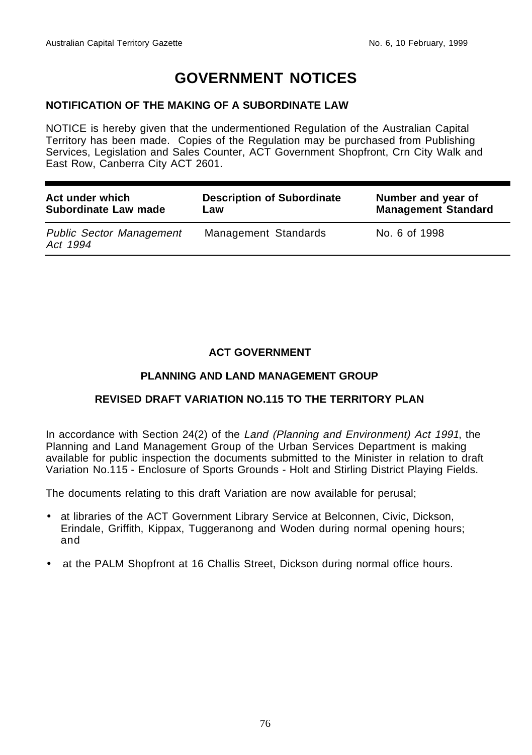# GOVERNMENT NOTICES

## NOTIFICATION OF THE MAKING OF A SUBORDINATE LAW

NOTICE is hereby given that the undermentioned Regulation of the Australian Capital Territory has been made. Copies of the Regulation may be purchased from Publishing Services, Legislation and Sales Counter, ACT Government Shopfront, Crn City Walk and East Row, Canberra City ACT 2601.

| Act under which Subordinate Law made | Description of Subordinate Law | Number and year of Management Standard |
|---|---|---|
| *Public Sector Management Act 1994* | Management Standards | No. 6 of 1998 |

## ACT GOVERNMENT

## PLANNING AND LAND MANAGEMENT GROUP

## REVISED DRAFT VARIATION NO.115 TO THE TERRITORY PLAN

In accordance with Section 24(2) of the *Land (Planning and Environment) Act 1991*, the Planning and Land Management Group of the Urban Services Department is making available for public inspection the documents submitted to the Minister in relation to draft Variation No.115 - Enclosure of Sports Grounds - Holt and Stirling District Playing Fields.

The documents relating to this draft Variation are now available for perusal;

- at libraries of the ACT Government Library Service at Belconnen, Civic, Dickson, Erindale, Griffith, Kippax, Tuggeranong and Woden during normal opening hours; and
- at the PALM Shopfront at 16 Challis Street, Dickson during normal office hours.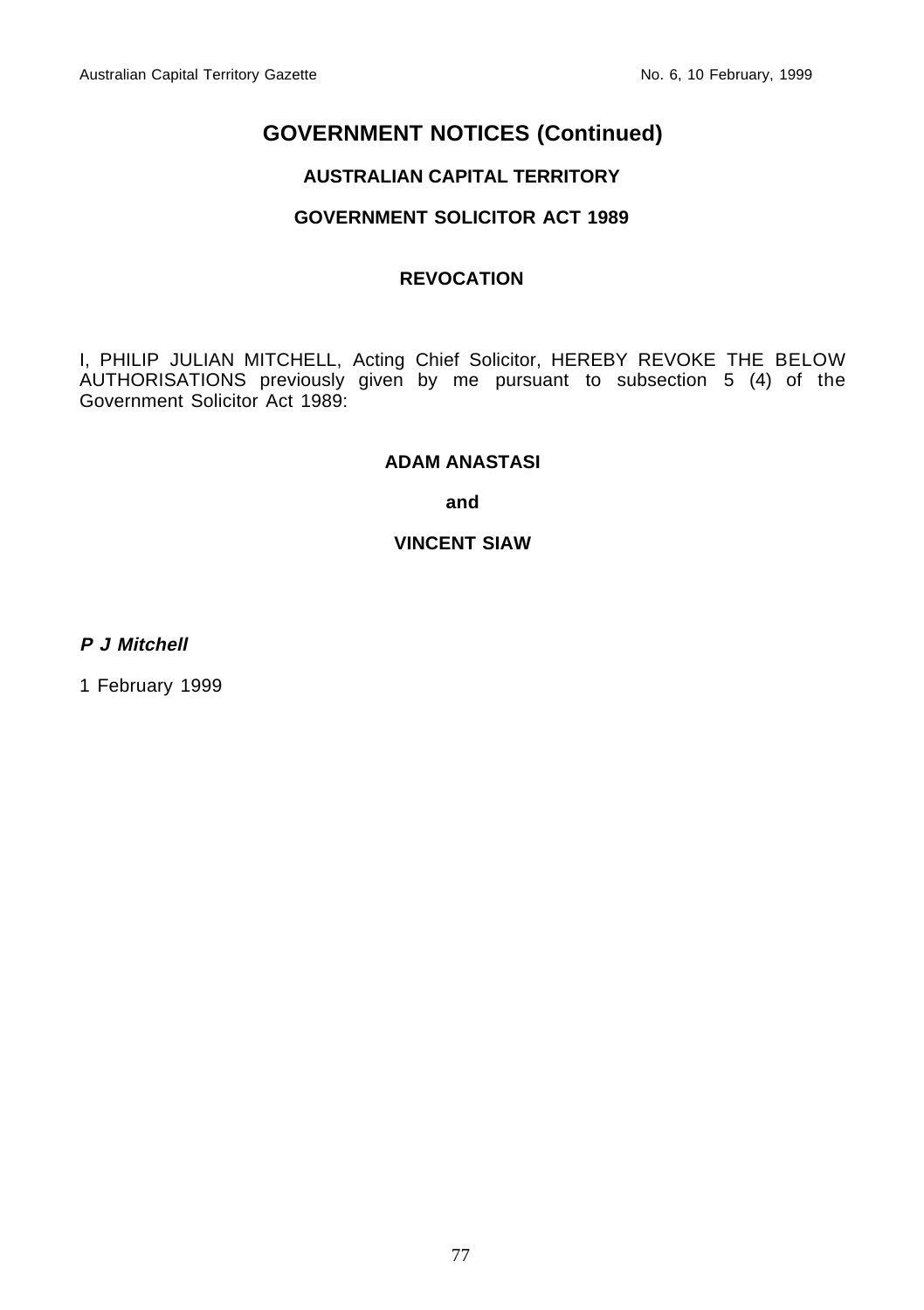# GOVERNMENT NOTICES (Continued)

## AUSTRALIAN CAPITAL TERRITORY

## GOVERNMENT SOLICITOR ACT 1989

### REVOCATION

I, PHILIP JULIAN MITCHELL, Acting Chief Solicitor, HEREBY REVOKE THE BELOW AUTHORISATIONS previously given by me pursuant to subsection 5 (4) of the Government Solicitor Act 1989:

**ADAM ANASTASI**

**and**

**VINCENT SIAW**

***P J Mitchell***

1 February 1999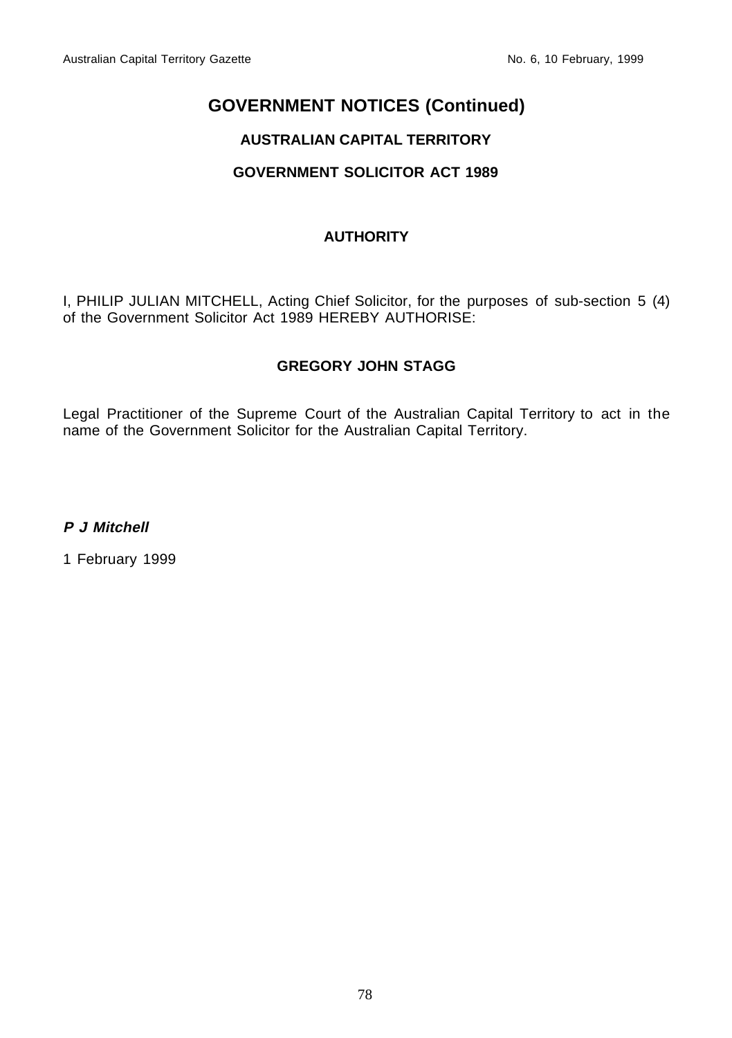## GOVERNMENT NOTICES (Continued)

### AUSTRALIAN CAPITAL TERRITORY

### GOVERNMENT SOLICITOR ACT 1989

### AUTHORITY

I, PHILIP JULIAN MITCHELL, Acting Chief Solicitor, for the purposes of sub-section 5 (4) of the Government Solicitor Act 1989 HEREBY AUTHORISE:

**GREGORY JOHN STAGG**

Legal Practitioner of the Supreme Court of the Australian Capital Territory to act in the name of the Government Solicitor for the Australian Capital Territory.

***P J Mitchell***

1 February 1999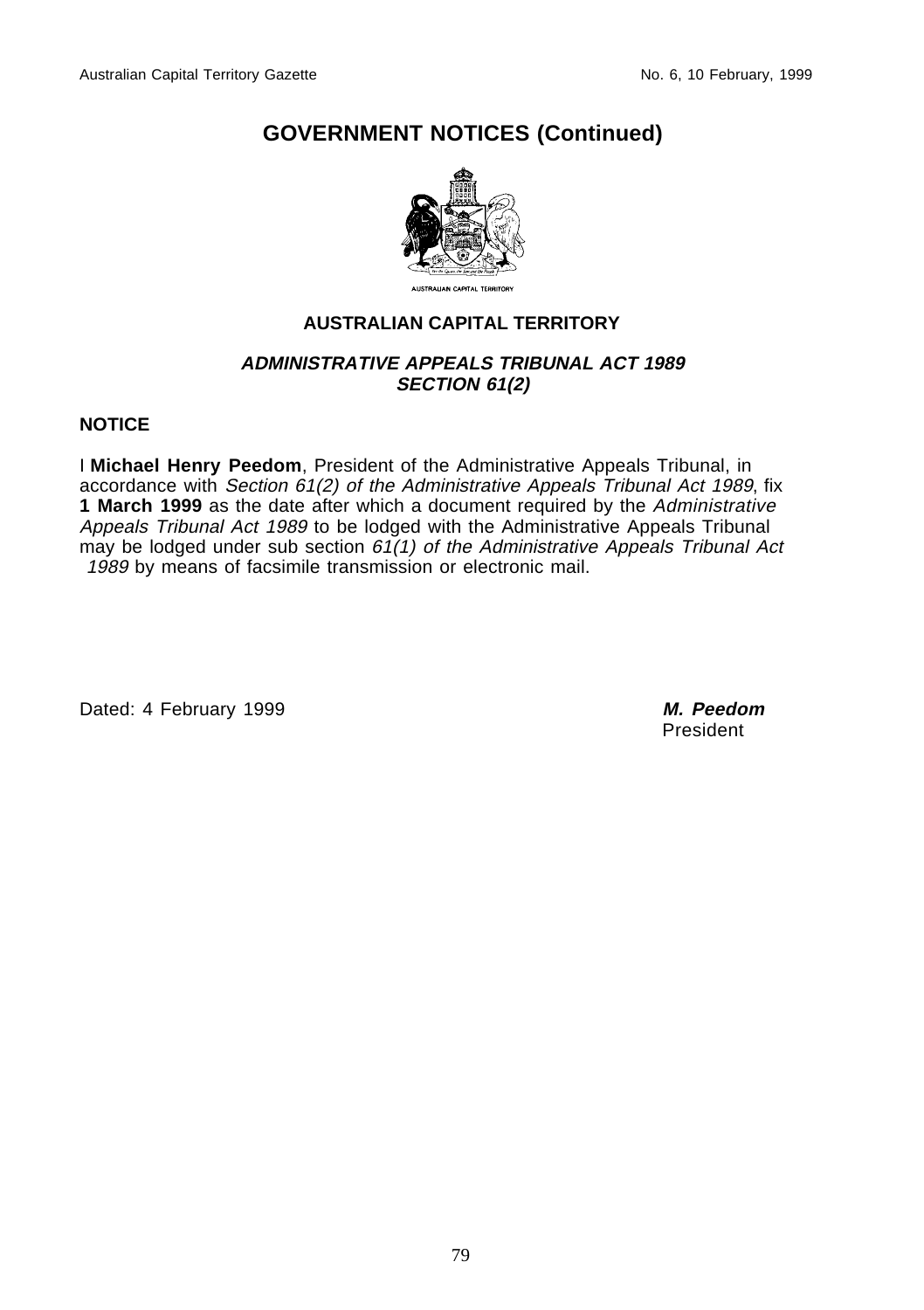# GOVERNMENT NOTICES (Continued)

AUSTRALIAN CAPITAL TERRITORY

## AUSTRALIAN CAPITAL TERRITORY

### *ADMINISTRATIVE APPEALS TRIBUNAL ACT 1989*
### *SECTION 61(2)*

**NOTICE**

I **Michael Henry Peedom**, President of the Administrative Appeals Tribunal, in accordance with *Section 61(2) of the Administrative Appeals Tribunal Act 1989*, fix **1 March 1999** as the date after which a document required by the *Administrative Appeals Tribunal Act 1989* to be lodged with the Administrative Appeals Tribunal may be lodged under sub section *61(1) of the Administrative Appeals Tribunal Act 1989* by means of facsimile transmission or electronic mail.

Dated: 4 February 1999

***M. Peedom***
President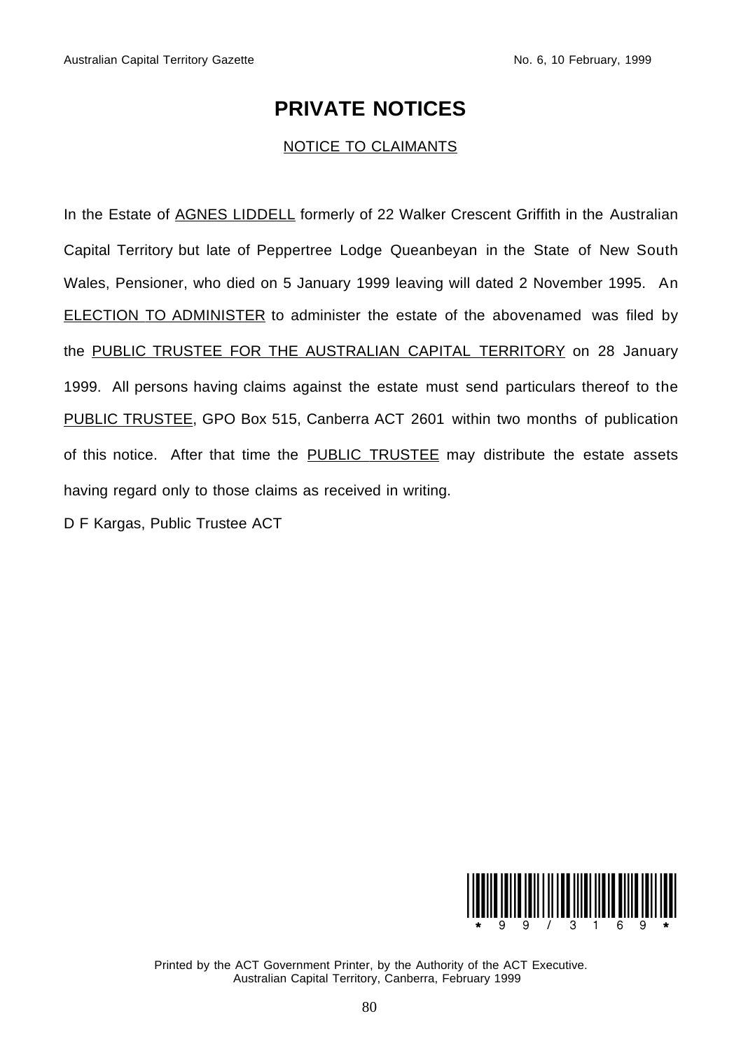# PRIVATE NOTICES

NOTICE TO CLAIMANTS

In the Estate of AGNES LIDDELL formerly of 22 Walker Crescent Griffith in the Australian Capital Territory but late of Peppertree Lodge Queanbeyan in the State of New South Wales, Pensioner, who died on 5 January 1999 leaving will dated 2 November 1995. An ELECTION TO ADMINISTER to administer the estate of the abovenamed was filed by the PUBLIC TRUSTEE FOR THE AUSTRALIAN CAPITAL TERRITORY on 28 January 1999. All persons having claims against the estate must send particulars thereof to the PUBLIC TRUSTEE, GPO Box 515, Canberra ACT 2601 within two months of publication of this notice. After that time the PUBLIC TRUSTEE may distribute the estate assets having regard only to those claims as received in writing.

D F Kargas, Public Trustee ACT

*99/3169*

Printed by the ACT Government Printer, by the Authority of the ACT Executive.
Australian Capital Territory, Canberra, February 1999